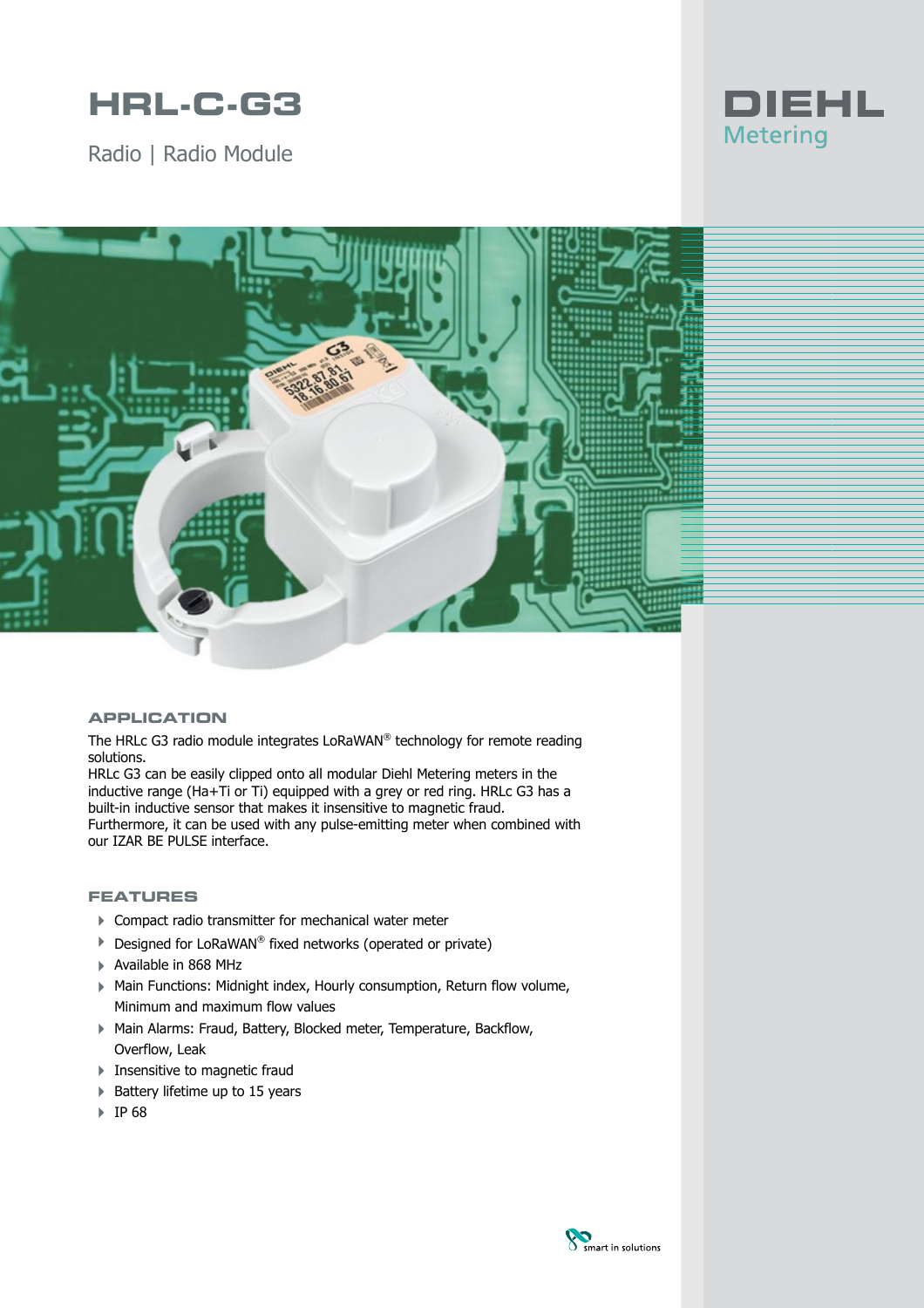# HRL-C-G3

Radio | Radio Module

DIEHL
Metering

## APPLICATION

The HRLc G3 radio module integrates LoRaWAN® technology for remote reading solutions.
HRLc G3 can be easily clipped onto all modular Diehl Metering meters in the inductive range (Ha+Ti or Ti) equipped with a grey or red ring. HRLc G3 has a built-in inductive sensor that makes it insensitive to magnetic fraud.
Furthermore, it can be used with any pulse-emitting meter when combined with our IZAR BE PULSE interface.

## FEATURES

- Compact radio transmitter for mechanical water meter
- Designed for LoRaWAN® fixed networks (operated or private)
- Available in 868 MHz
- Main Functions: Midnight index, Hourly consumption, Return flow volume, Minimum and maximum flow values
- Main Alarms: Fraud, Battery, Blocked meter, Temperature, Backflow, Overflow, Leak
- Insensitive to magnetic fraud
- Battery lifetime up to 15 years
- IP 68

smart in solutions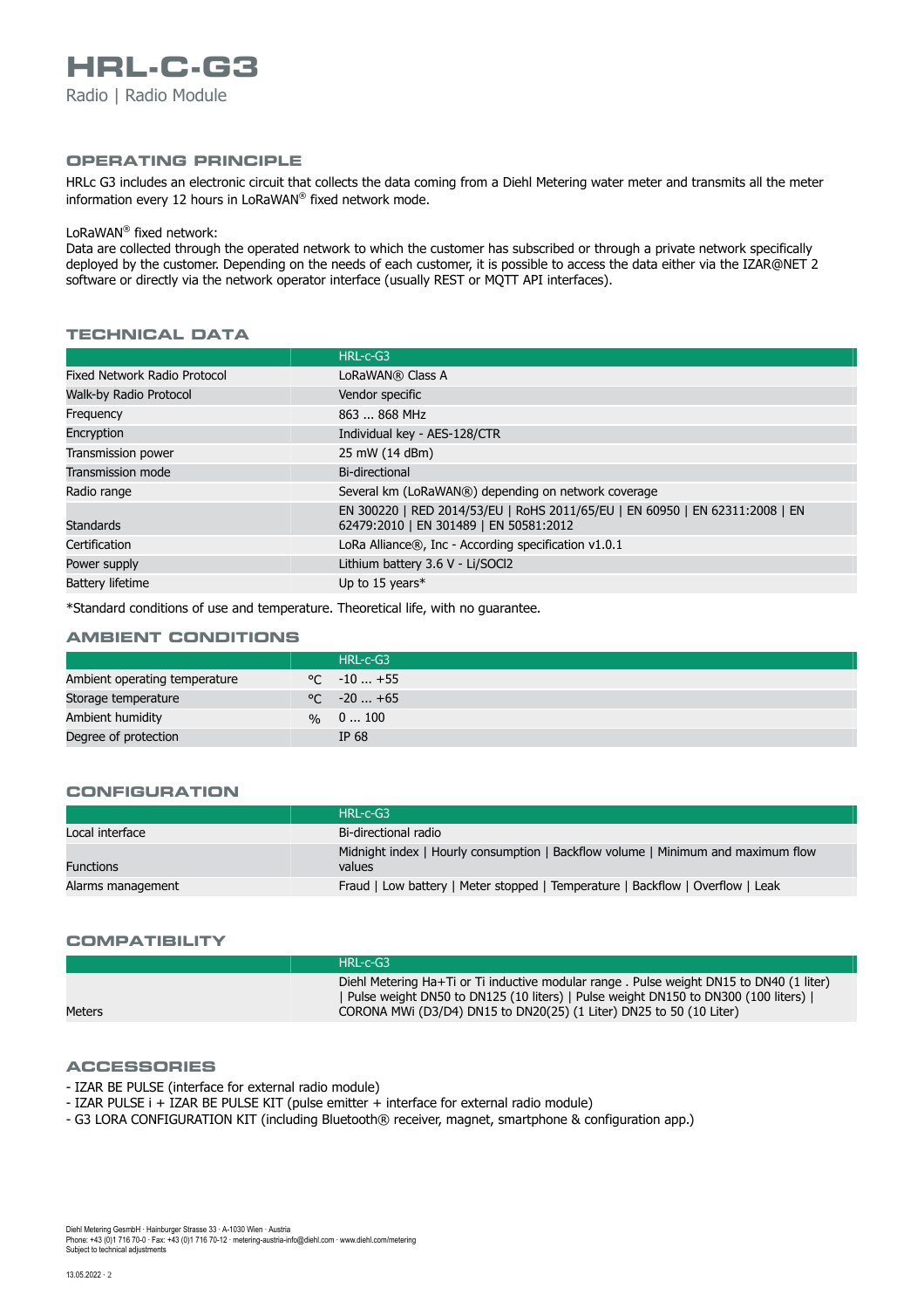# HRL-C-G3

Radio | Radio Module

## OPERATING PRINCIPLE

HRLc G3 includes an electronic circuit that collects the data coming from a Diehl Metering water meter and transmits all the meter information every 12 hours in LoRaWAN® fixed network mode.

LoRaWAN® fixed network:
Data are collected through the operated network to which the customer has subscribed or through a private network specifically deployed by the customer. Depending on the needs of each customer, it is possible to access the data either via the IZAR@NET 2 software or directly via the network operator interface (usually REST or MQTT API interfaces).

## TECHNICAL DATA

| | HRL-c-G3 |
|---|---|
| Fixed Network Radio Protocol | LoRaWAN® Class A |
| Walk-by Radio Protocol | Vendor specific |
| Frequency | 863 ... 868 MHz |
| Encryption | Individual key - AES-128/CTR |
| Transmission power | 25 mW (14 dBm) |
| Transmission mode | Bi-directional |
| Radio range | Several km (LoRaWAN®) depending on network coverage |
| Standards | EN 300220 \| RED 2014/53/EU \| RoHS 2011/65/EU \| EN 60950 \| EN 62311:2008 \| EN 62479:2010 \| EN 301489 \| EN 50581:2012 |
| Certification | LoRa Alliance®, Inc - According specification v1.0.1 |
| Power supply | Lithium battery 3.6 V - Li/SOCl2 |
| Battery lifetime | Up to 15 years* |

*Standard conditions of use and temperature. Theoretical life, with no guarantee.

## AMBIENT CONDITIONS

| | | HRL-c-G3 |
|---|---|---|
| Ambient operating temperature | °C | -10 ... +55 |
| Storage temperature | °C | -20 ... +65 |
| Ambient humidity | % | 0 ... 100 |
| Degree of protection | | IP 68 |

## CONFIGURATION

| | HRL-c-G3 |
|---|---|
| Local interface | Bi-directional radio |
| Functions | Midnight index \| Hourly consumption \| Backflow volume \| Minimum and maximum flow values |
| Alarms management | Fraud \| Low battery \| Meter stopped \| Temperature \| Backflow \| Overflow \| Leak |

## COMPATIBILITY

| | HRL-c-G3 |
|---|---|
| Meters | Diehl Metering Ha+Ti or Ti inductive modular range . Pulse weight DN15 to DN40 (1 liter) \| Pulse weight DN50 to DN125 (10 liters) \| Pulse weight DN150 to DN300 (100 liters) \| CORONA MWi (D3/D4) DN15 to DN20(25) (1 Liter) DN25 to 50 (10 Liter) |

## ACCESSORIES

- IZAR BE PULSE (interface for external radio module)
- IZAR PULSE i + IZAR BE PULSE KIT (pulse emitter + interface for external radio module)
- G3 LORA CONFIGURATION KIT (including Bluetooth® receiver, magnet, smartphone & configuration app.)

Diehl Metering GesmbH · Hainburger Strasse 33 · A-1030 Wien · Austria
Phone: +43 (0)1 716 70-0 · Fax: +43 (0)1 716 70-12 · metering-austria-info@diehl.com · www.diehl.com/metering
Subject to technical adjustments

13.05.2022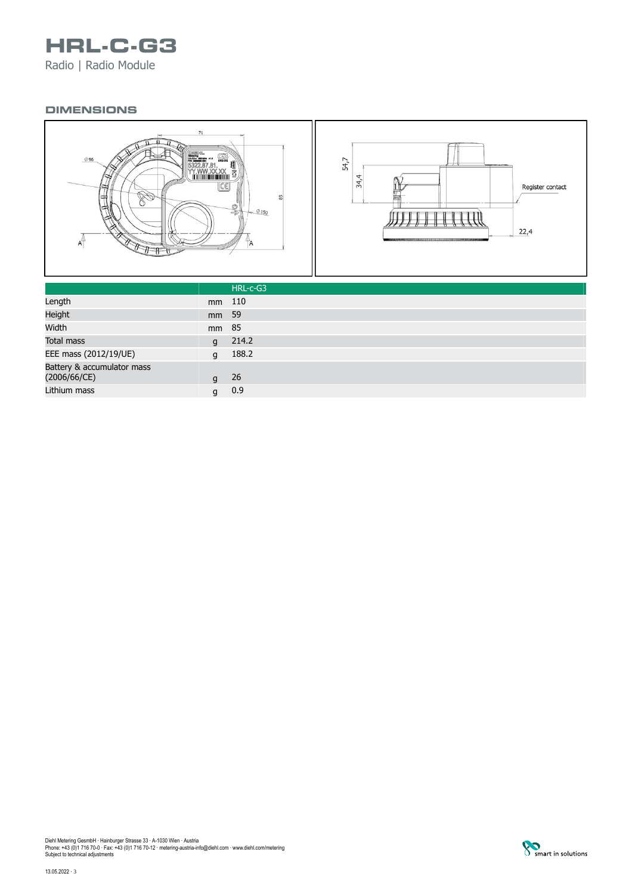# HRL-C-G3

Radio | Radio Module

## DIMENSIONS

71

Ø 95

5322.87.81.

YY.WW.XX.XX

85

Ø 150

A

A

54,7

34,4

Register contact

22,4

| | | HRL-c-G3 |
|---|---|---|
| Length | mm | 110 |
| Height | mm | 59 |
| Width | mm | 85 |
| Total mass | g | 214.2 |
| EEE mass (2012/19/UE) | g | 188.2 |
| Battery & accumulator mass (2006/66/CE) | g | 26 |
| Lithium mass | g | 0.9 |

Diehl Metering GesmbH · Hainburger Strasse 33 · A-1030 Wien · Austria
Phone: +43 (0)1 716 70-0 · Fax: +43 (0)1 716 70-12 · metering-austria-info@diehl.com · www.diehl.com/metering
Subject to technical adjustments

smart in solutions

13.05.2022